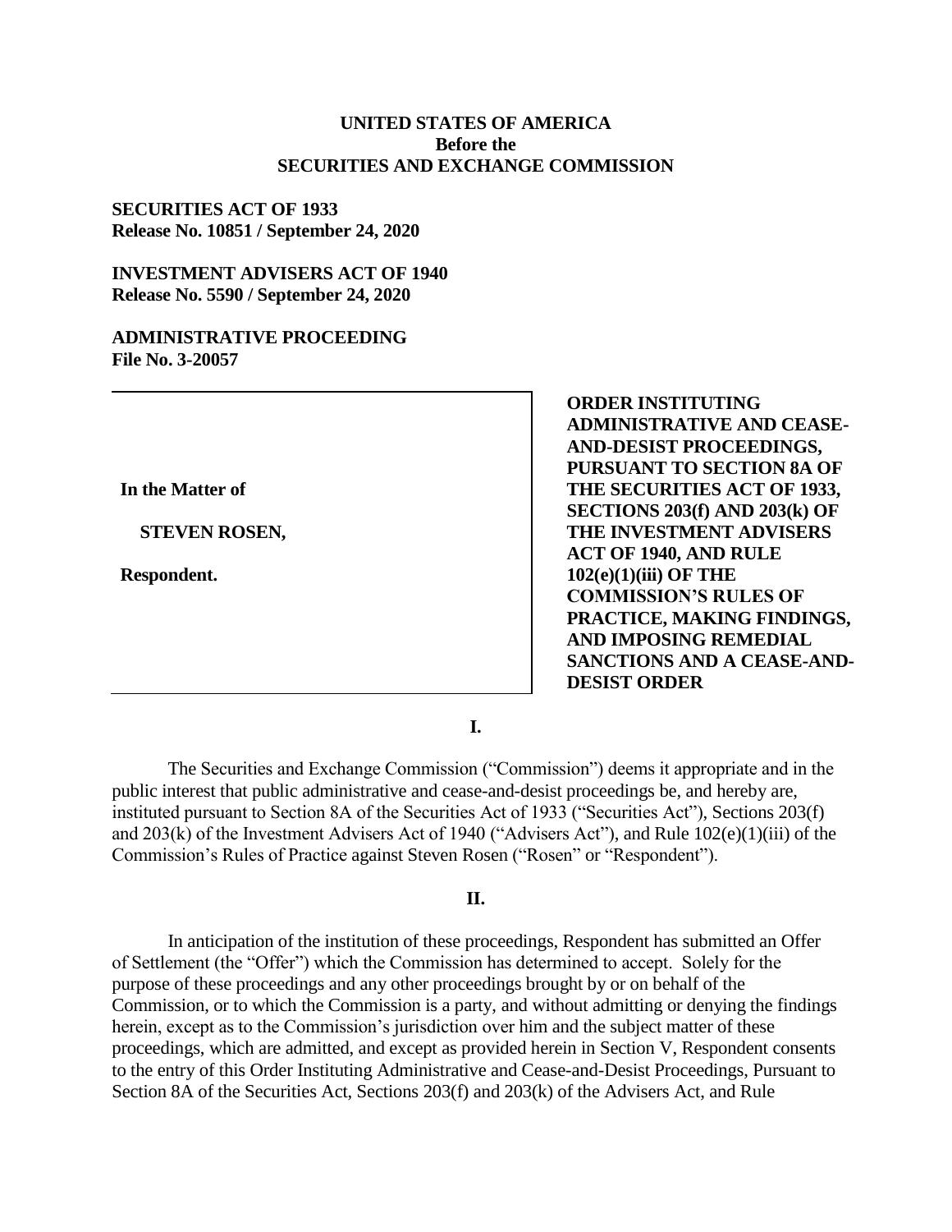**UNITED STATES OF AMERICA**
**Before the**
**SECURITIES AND EXCHANGE COMMISSION**

**SECURITIES ACT OF 1933**
**Release No. 10851 / September 24, 2020**

**INVESTMENT ADVISERS ACT OF 1940**
**Release No. 5590 / September 24, 2020**

**ADMINISTRATIVE PROCEEDING**
**File No. 3-20057**

| | |
|---|---|
| **In the Matter of**<br><br>**STEVEN ROSEN,**<br><br>**Respondent.** | **ORDER INSTITUTING ADMINISTRATIVE AND CEASE-AND-DESIST PROCEEDINGS, PURSUANT TO SECTION 8A OF THE SECURITIES ACT OF 1933, SECTIONS 203(f) AND 203(k) OF THE INVESTMENT ADVISERS ACT OF 1940, AND RULE 102(e)(1)(iii) OF THE COMMISSION'S RULES OF PRACTICE, MAKING FINDINGS, AND IMPOSING REMEDIAL SANCTIONS AND A CEASE-AND-DESIST ORDER** |

**I.**

The Securities and Exchange Commission ("Commission") deems it appropriate and in the public interest that public administrative and cease-and-desist proceedings be, and hereby are, instituted pursuant to Section 8A of the Securities Act of 1933 ("Securities Act"), Sections 203(f) and 203(k) of the Investment Advisers Act of 1940 ("Advisers Act"), and Rule 102(e)(1)(iii) of the Commission's Rules of Practice against Steven Rosen ("Rosen" or "Respondent").

**II.**

In anticipation of the institution of these proceedings, Respondent has submitted an Offer of Settlement (the "Offer") which the Commission has determined to accept. Solely for the purpose of these proceedings and any other proceedings brought by or on behalf of the Commission, or to which the Commission is a party, and without admitting or denying the findings herein, except as to the Commission's jurisdiction over him and the subject matter of these proceedings, which are admitted, and except as provided herein in Section V, Respondent consents to the entry of this Order Instituting Administrative and Cease-and-Desist Proceedings, Pursuant to Section 8A of the Securities Act, Sections 203(f) and 203(k) of the Advisers Act, and Rule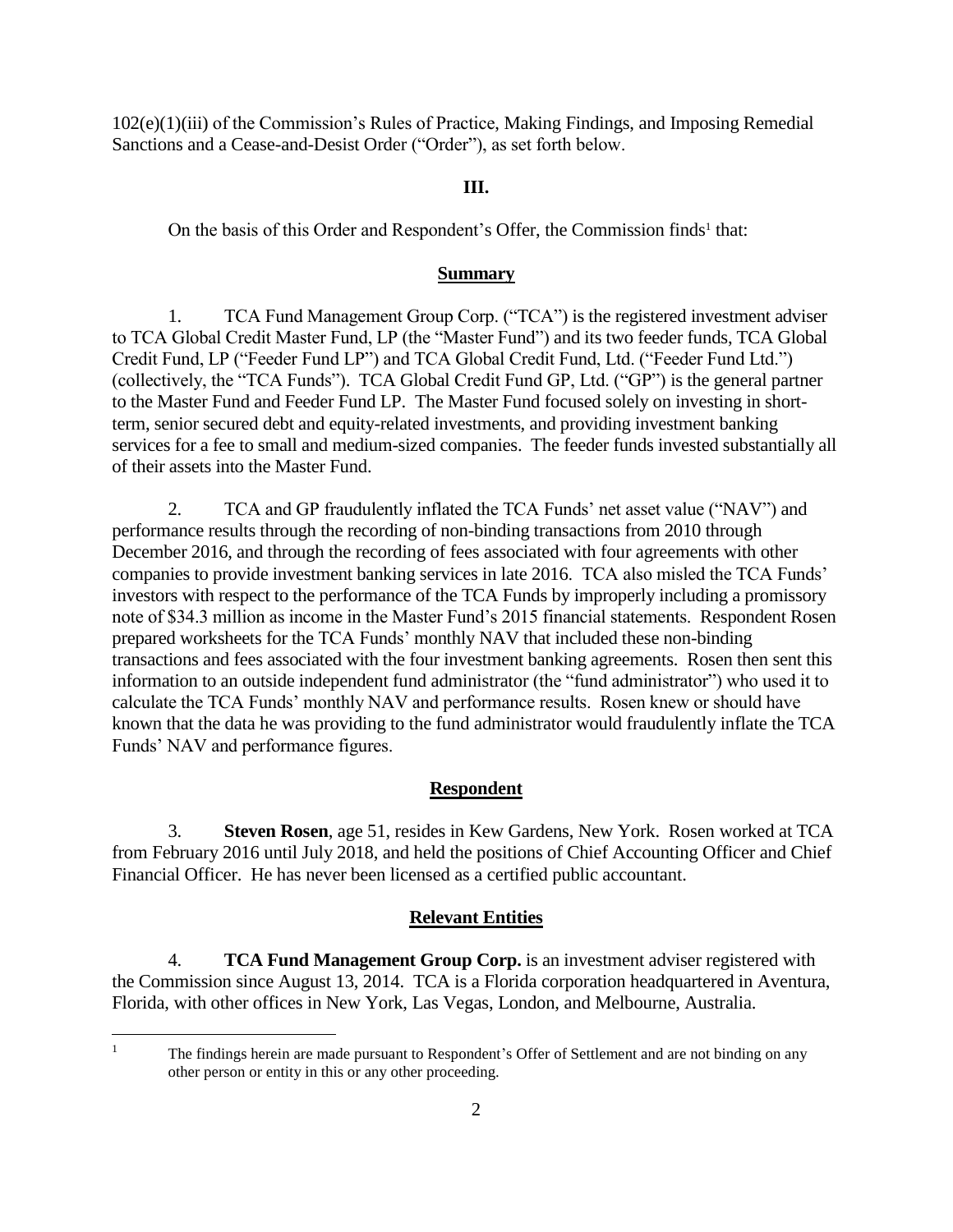102(e)(1)(iii) of the Commission's Rules of Practice, Making Findings, and Imposing Remedial Sanctions and a Cease-and-Desist Order ("Order"), as set forth below.

## III.

On the basis of this Order and Respondent's Offer, the Commission finds[1] that:

### Summary

1. TCA Fund Management Group Corp. ("TCA") is the registered investment adviser to TCA Global Credit Master Fund, LP (the "Master Fund") and its two feeder funds, TCA Global Credit Fund, LP ("Feeder Fund LP") and TCA Global Credit Fund, Ltd. ("Feeder Fund Ltd.") (collectively, the "TCA Funds"). TCA Global Credit Fund GP, Ltd. ("GP") is the general partner to the Master Fund and Feeder Fund LP. The Master Fund focused solely on investing in short-term, senior secured debt and equity-related investments, and providing investment banking services for a fee to small and medium-sized companies. The feeder funds invested substantially all of their assets into the Master Fund.

2. TCA and GP fraudulently inflated the TCA Funds' net asset value ("NAV") and performance results through the recording of non-binding transactions from 2010 through December 2016, and through the recording of fees associated with four agreements with other companies to provide investment banking services in late 2016. TCA also misled the TCA Funds' investors with respect to the performance of the TCA Funds by improperly including a promissory note of $34.3 million as income in the Master Fund's 2015 financial statements. Respondent Rosen prepared worksheets for the TCA Funds' monthly NAV that included these non-binding transactions and fees associated with the four investment banking agreements. Rosen then sent this information to an outside independent fund administrator (the "fund administrator") who used it to calculate the TCA Funds' monthly NAV and performance results. Rosen knew or should have known that the data he was providing to the fund administrator would fraudulently inflate the TCA Funds' NAV and performance figures.

### Respondent

3. **Steven Rosen**, age 51, resides in Kew Gardens, New York. Rosen worked at TCA from February 2016 until July 2018, and held the positions of Chief Accounting Officer and Chief Financial Officer. He has never been licensed as a certified public accountant.

### Relevant Entities

4. **TCA Fund Management Group Corp.** is an investment adviser registered with the Commission since August 13, 2014. TCA is a Florida corporation headquartered in Aventura, Florida, with other offices in New York, Las Vegas, London, and Melbourne, Australia.

---

[1] The findings herein are made pursuant to Respondent's Offer of Settlement and are not binding on any other person or entity in this or any other proceeding.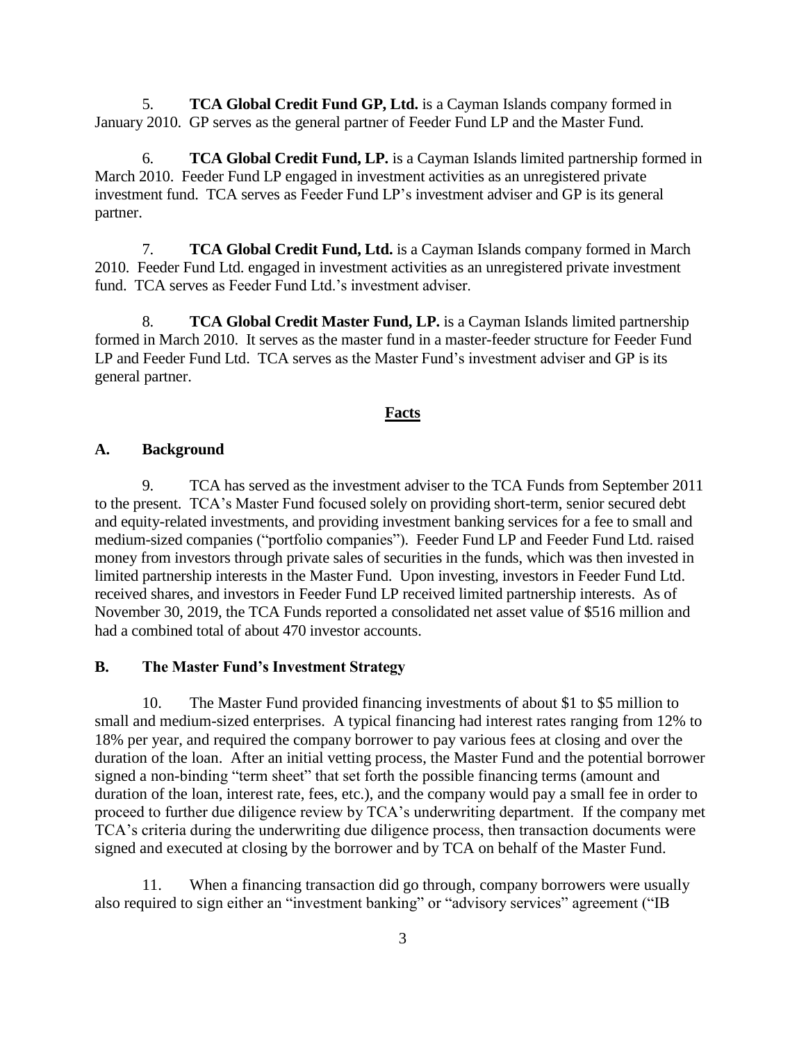5. **TCA Global Credit Fund GP, Ltd.** is a Cayman Islands company formed in January 2010. GP serves as the general partner of Feeder Fund LP and the Master Fund.

6. **TCA Global Credit Fund, LP.** is a Cayman Islands limited partnership formed in March 2010. Feeder Fund LP engaged in investment activities as an unregistered private investment fund. TCA serves as Feeder Fund LP's investment adviser and GP is its general partner.

7. **TCA Global Credit Fund, Ltd.** is a Cayman Islands company formed in March 2010. Feeder Fund Ltd. engaged in investment activities as an unregistered private investment fund. TCA serves as Feeder Fund Ltd.'s investment adviser.

8. **TCA Global Credit Master Fund, LP.** is a Cayman Islands limited partnership formed in March 2010. It serves as the master fund in a master-feeder structure for Feeder Fund LP and Feeder Fund Ltd. TCA serves as the Master Fund's investment adviser and GP is its general partner.

## Facts

### A. Background

9. TCA has served as the investment adviser to the TCA Funds from September 2011 to the present. TCA's Master Fund focused solely on providing short-term, senior secured debt and equity-related investments, and providing investment banking services for a fee to small and medium-sized companies ("portfolio companies"). Feeder Fund LP and Feeder Fund Ltd. raised money from investors through private sales of securities in the funds, which was then invested in limited partnership interests in the Master Fund. Upon investing, investors in Feeder Fund Ltd. received shares, and investors in Feeder Fund LP received limited partnership interests. As of November 30, 2019, the TCA Funds reported a consolidated net asset value of $516 million and had a combined total of about 470 investor accounts.

### B. The Master Fund's Investment Strategy

10. The Master Fund provided financing investments of about $1 to $5 million to small and medium-sized enterprises. A typical financing had interest rates ranging from 12% to 18% per year, and required the company borrower to pay various fees at closing and over the duration of the loan. After an initial vetting process, the Master Fund and the potential borrower signed a non-binding "term sheet" that set forth the possible financing terms (amount and duration of the loan, interest rate, fees, etc.), and the company would pay a small fee in order to proceed to further due diligence review by TCA's underwriting department. If the company met TCA's criteria during the underwriting due diligence process, then transaction documents were signed and executed at closing by the borrower and by TCA on behalf of the Master Fund.

11. When a financing transaction did go through, company borrowers were usually also required to sign either an "investment banking" or "advisory services" agreement ("IB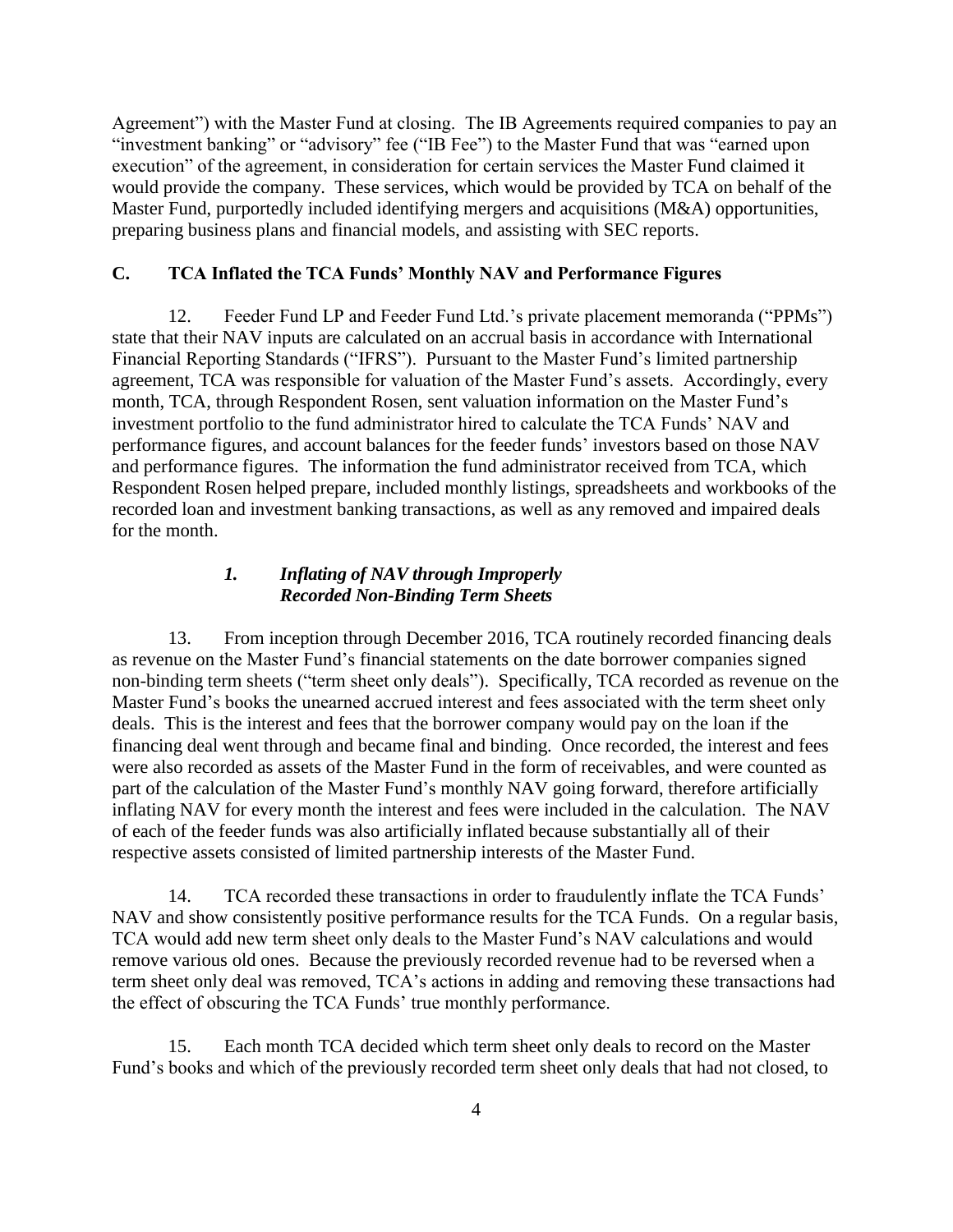Agreement") with the Master Fund at closing. The IB Agreements required companies to pay an "investment banking" or "advisory" fee ("IB Fee") to the Master Fund that was "earned upon execution" of the agreement, in consideration for certain services the Master Fund claimed it would provide the company. These services, which would be provided by TCA on behalf of the Master Fund, purportedly included identifying mergers and acquisitions (M&A) opportunities, preparing business plans and financial models, and assisting with SEC reports.

## C. TCA Inflated the TCA Funds' Monthly NAV and Performance Figures

12. Feeder Fund LP and Feeder Fund Ltd.'s private placement memoranda ("PPMs") state that their NAV inputs are calculated on an accrual basis in accordance with International Financial Reporting Standards ("IFRS"). Pursuant to the Master Fund's limited partnership agreement, TCA was responsible for valuation of the Master Fund's assets. Accordingly, every month, TCA, through Respondent Rosen, sent valuation information on the Master Fund's investment portfolio to the fund administrator hired to calculate the TCA Funds' NAV and performance figures, and account balances for the feeder funds' investors based on those NAV and performance figures. The information the fund administrator received from TCA, which Respondent Rosen helped prepare, included monthly listings, spreadsheets and workbooks of the recorded loan and investment banking transactions, as well as any removed and impaired deals for the month.

### *1. Inflating of NAV through Improperly Recorded Non-Binding Term Sheets*

13. From inception through December 2016, TCA routinely recorded financing deals as revenue on the Master Fund's financial statements on the date borrower companies signed non-binding term sheets ("term sheet only deals"). Specifically, TCA recorded as revenue on the Master Fund's books the unearned accrued interest and fees associated with the term sheet only deals. This is the interest and fees that the borrower company would pay on the loan if the financing deal went through and became final and binding. Once recorded, the interest and fees were also recorded as assets of the Master Fund in the form of receivables, and were counted as part of the calculation of the Master Fund's monthly NAV going forward, therefore artificially inflating NAV for every month the interest and fees were included in the calculation. The NAV of each of the feeder funds was also artificially inflated because substantially all of their respective assets consisted of limited partnership interests of the Master Fund.

14. TCA recorded these transactions in order to fraudulently inflate the TCA Funds' NAV and show consistently positive performance results for the TCA Funds. On a regular basis, TCA would add new term sheet only deals to the Master Fund's NAV calculations and would remove various old ones. Because the previously recorded revenue had to be reversed when a term sheet only deal was removed, TCA's actions in adding and removing these transactions had the effect of obscuring the TCA Funds' true monthly performance.

15. Each month TCA decided which term sheet only deals to record on the Master Fund's books and which of the previously recorded term sheet only deals that had not closed, to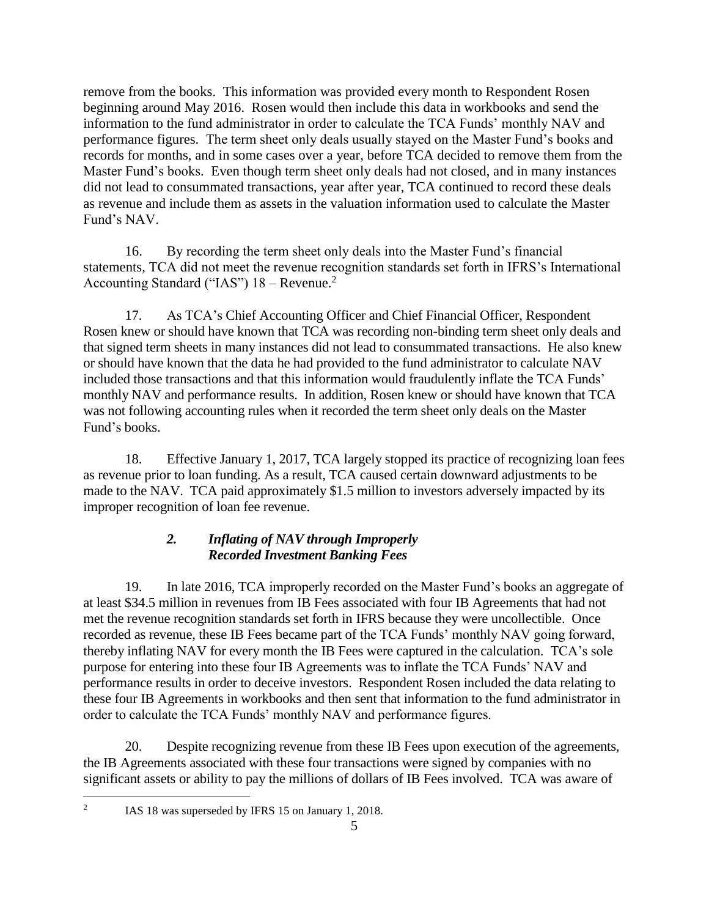remove from the books. This information was provided every month to Respondent Rosen beginning around May 2016. Rosen would then include this data in workbooks and send the information to the fund administrator in order to calculate the TCA Funds' monthly NAV and performance figures. The term sheet only deals usually stayed on the Master Fund's books and records for months, and in some cases over a year, before TCA decided to remove them from the Master Fund's books. Even though term sheet only deals had not closed, and in many instances did not lead to consummated transactions, year after year, TCA continued to record these deals as revenue and include them as assets in the valuation information used to calculate the Master Fund's NAV.

16. By recording the term sheet only deals into the Master Fund's financial statements, TCA did not meet the revenue recognition standards set forth in IFRS's International Accounting Standard ("IAS") 18 – Revenue.[2]

17. As TCA's Chief Accounting Officer and Chief Financial Officer, Respondent Rosen knew or should have known that TCA was recording non-binding term sheet only deals and that signed term sheets in many instances did not lead to consummated transactions. He also knew or should have known that the data he had provided to the fund administrator to calculate NAV included those transactions and that this information would fraudulently inflate the TCA Funds' monthly NAV and performance results. In addition, Rosen knew or should have known that TCA was not following accounting rules when it recorded the term sheet only deals on the Master Fund's books.

18. Effective January 1, 2017, TCA largely stopped its practice of recognizing loan fees as revenue prior to loan funding. As a result, TCA caused certain downward adjustments to be made to the NAV. TCA paid approximately $1.5 million to investors adversely impacted by its improper recognition of loan fee revenue.

### *2. Inflating of NAV through Improperly Recorded Investment Banking Fees*

19. In late 2016, TCA improperly recorded on the Master Fund's books an aggregate of at least $34.5 million in revenues from IB Fees associated with four IB Agreements that had not met the revenue recognition standards set forth in IFRS because they were uncollectible. Once recorded as revenue, these IB Fees became part of the TCA Funds' monthly NAV going forward, thereby inflating NAV for every month the IB Fees were captured in the calculation. TCA's sole purpose for entering into these four IB Agreements was to inflate the TCA Funds' NAV and performance results in order to deceive investors. Respondent Rosen included the data relating to these four IB Agreements in workbooks and then sent that information to the fund administrator in order to calculate the TCA Funds' monthly NAV and performance figures.

20. Despite recognizing revenue from these IB Fees upon execution of the agreements, the IB Agreements associated with these four transactions were signed by companies with no significant assets or ability to pay the millions of dollars of IB Fees involved. TCA was aware of

---

[2] IAS 18 was superseded by IFRS 15 on January 1, 2018.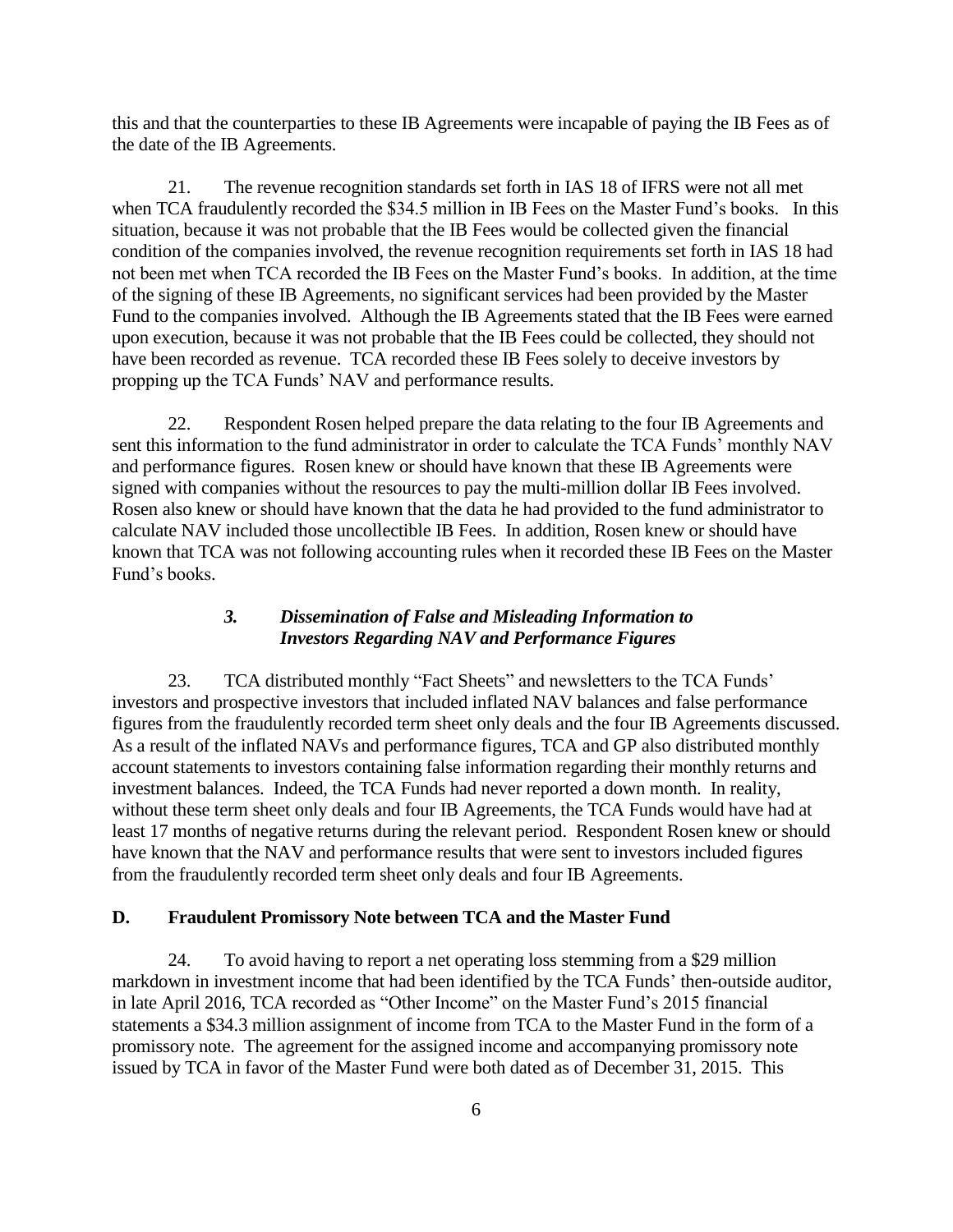this and that the counterparties to these IB Agreements were incapable of paying the IB Fees as of the date of the IB Agreements.

21. The revenue recognition standards set forth in IAS 18 of IFRS were not all met when TCA fraudulently recorded the $34.5 million in IB Fees on the Master Fund's books. In this situation, because it was not probable that the IB Fees would be collected given the financial condition of the companies involved, the revenue recognition requirements set forth in IAS 18 had not been met when TCA recorded the IB Fees on the Master Fund's books. In addition, at the time of the signing of these IB Agreements, no significant services had been provided by the Master Fund to the companies involved. Although the IB Agreements stated that the IB Fees were earned upon execution, because it was not probable that the IB Fees could be collected, they should not have been recorded as revenue. TCA recorded these IB Fees solely to deceive investors by propping up the TCA Funds' NAV and performance results.

22. Respondent Rosen helped prepare the data relating to the four IB Agreements and sent this information to the fund administrator in order to calculate the TCA Funds' monthly NAV and performance figures. Rosen knew or should have known that these IB Agreements were signed with companies without the resources to pay the multi-million dollar IB Fees involved. Rosen also knew or should have known that the data he had provided to the fund administrator to calculate NAV included those uncollectible IB Fees. In addition, Rosen knew or should have known that TCA was not following accounting rules when it recorded these IB Fees on the Master Fund's books.

### *3. Dissemination of False and Misleading Information to Investors Regarding NAV and Performance Figures*

23. TCA distributed monthly "Fact Sheets" and newsletters to the TCA Funds' investors and prospective investors that included inflated NAV balances and false performance figures from the fraudulently recorded term sheet only deals and the four IB Agreements discussed. As a result of the inflated NAVs and performance figures, TCA and GP also distributed monthly account statements to investors containing false information regarding their monthly returns and investment balances. Indeed, the TCA Funds had never reported a down month. In reality, without these term sheet only deals and four IB Agreements, the TCA Funds would have had at least 17 months of negative returns during the relevant period. Respondent Rosen knew or should have known that the NAV and performance results that were sent to investors included figures from the fraudulently recorded term sheet only deals and four IB Agreements.

## D. Fraudulent Promissory Note between TCA and the Master Fund

24. To avoid having to report a net operating loss stemming from a $29 million markdown in investment income that had been identified by the TCA Funds' then-outside auditor, in late April 2016, TCA recorded as "Other Income" on the Master Fund's 2015 financial statements a $34.3 million assignment of income from TCA to the Master Fund in the form of a promissory note. The agreement for the assigned income and accompanying promissory note issued by TCA in favor of the Master Fund were both dated as of December 31, 2015. This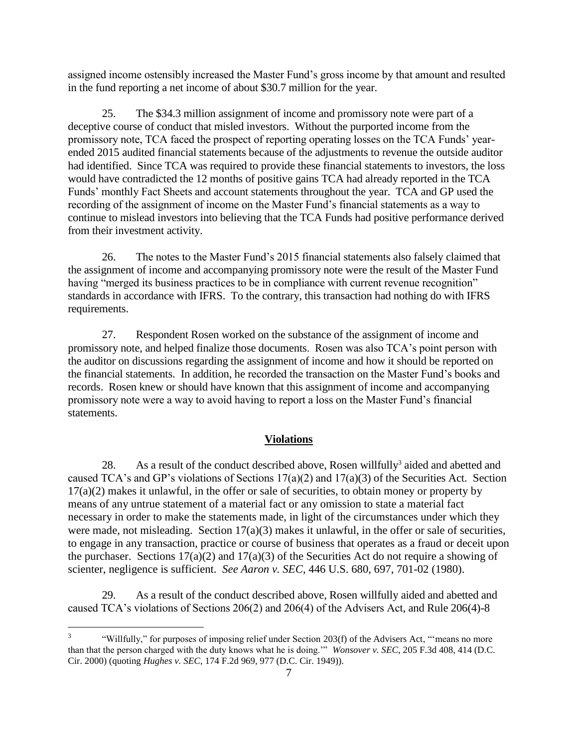assigned income ostensibly increased the Master Fund's gross income by that amount and resulted in the fund reporting a net income of about $30.7 million for the year.

25. The $34.3 million assignment of income and promissory note were part of a deceptive course of conduct that misled investors. Without the purported income from the promissory note, TCA faced the prospect of reporting operating losses on the TCA Funds' year-ended 2015 audited financial statements because of the adjustments to revenue the outside auditor had identified. Since TCA was required to provide these financial statements to investors, the loss would have contradicted the 12 months of positive gains TCA had already reported in the TCA Funds' monthly Fact Sheets and account statements throughout the year. TCA and GP used the recording of the assignment of income on the Master Fund's financial statements as a way to continue to mislead investors into believing that the TCA Funds had positive performance derived from their investment activity.

26. The notes to the Master Fund's 2015 financial statements also falsely claimed that the assignment of income and accompanying promissory note were the result of the Master Fund having "merged its business practices to be in compliance with current revenue recognition" standards in accordance with IFRS. To the contrary, this transaction had nothing do with IFRS requirements.

27. Respondent Rosen worked on the substance of the assignment of income and promissory note, and helped finalize those documents. Rosen was also TCA's point person with the auditor on discussions regarding the assignment of income and how it should be reported on the financial statements. In addition, he recorded the transaction on the Master Fund's books and records. Rosen knew or should have known that this assignment of income and accompanying promissory note were a way to avoid having to report a loss on the Master Fund's financial statements.

## Violations

28. As a result of the conduct described above, Rosen willfully[3] aided and abetted and caused TCA's and GP's violations of Sections 17(a)(2) and 17(a)(3) of the Securities Act. Section 17(a)(2) makes it unlawful, in the offer or sale of securities, to obtain money or property by means of any untrue statement of a material fact or any omission to state a material fact necessary in order to make the statements made, in light of the circumstances under which they were made, not misleading. Section 17(a)(3) makes it unlawful, in the offer or sale of securities, to engage in any transaction, practice or course of business that operates as a fraud or deceit upon the purchaser. Sections 17(a)(2) and 17(a)(3) of the Securities Act do not require a showing of scienter, negligence is sufficient. *See Aaron v. SEC*, 446 U.S. 680, 697, 701-02 (1980).

29. As a result of the conduct described above, Rosen willfully aided and abetted and caused TCA's violations of Sections 206(2) and 206(4) of the Advisers Act, and Rule 206(4)-8

[3] "Willfully," for purposes of imposing relief under Section 203(f) of the Advisers Act, "'means no more than that the person charged with the duty knows what he is doing.'" *Wonsover v. SEC*, 205 F.3d 408, 414 (D.C. Cir. 2000) (quoting *Hughes v. SEC*, 174 F.2d 969, 977 (D.C. Cir. 1949)).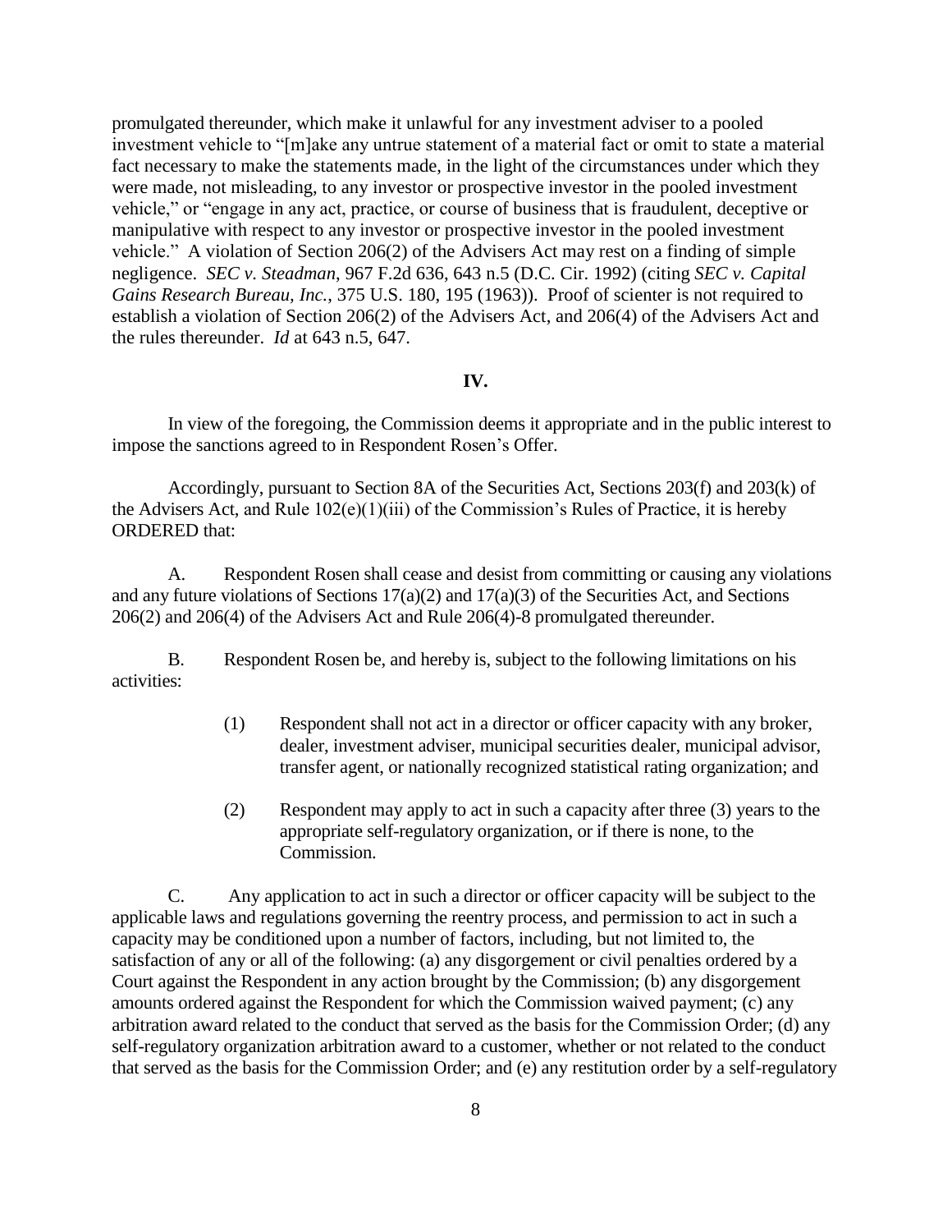promulgated thereunder, which make it unlawful for any investment adviser to a pooled investment vehicle to "[m]ake any untrue statement of a material fact or omit to state a material fact necessary to make the statements made, in the light of the circumstances under which they were made, not misleading, to any investor or prospective investor in the pooled investment vehicle," or "engage in any act, practice, or course of business that is fraudulent, deceptive or manipulative with respect to any investor or prospective investor in the pooled investment vehicle." A violation of Section 206(2) of the Advisers Act may rest on a finding of simple negligence. *SEC v. Steadman*, 967 F.2d 636, 643 n.5 (D.C. Cir. 1992) (citing *SEC v. Capital Gains Research Bureau, Inc.*, 375 U.S. 180, 195 (1963)). Proof of scienter is not required to establish a violation of Section 206(2) of the Advisers Act, and 206(4) of the Advisers Act and the rules thereunder. *Id* at 643 n.5, 647.

## IV.

In view of the foregoing, the Commission deems it appropriate and in the public interest to impose the sanctions agreed to in Respondent Rosen's Offer.

Accordingly, pursuant to Section 8A of the Securities Act, Sections 203(f) and 203(k) of the Advisers Act, and Rule 102(e)(1)(iii) of the Commission's Rules of Practice, it is hereby ORDERED that:

A. Respondent Rosen shall cease and desist from committing or causing any violations and any future violations of Sections 17(a)(2) and 17(a)(3) of the Securities Act, and Sections 206(2) and 206(4) of the Advisers Act and Rule 206(4)-8 promulgated thereunder.

B. Respondent Rosen be, and hereby is, subject to the following limitations on his activities:

(1) Respondent shall not act in a director or officer capacity with any broker, dealer, investment adviser, municipal securities dealer, municipal advisor, transfer agent, or nationally recognized statistical rating organization; and

(2) Respondent may apply to act in such a capacity after three (3) years to the appropriate self-regulatory organization, or if there is none, to the Commission.

C. Any application to act in such a director or officer capacity will be subject to the applicable laws and regulations governing the reentry process, and permission to act in such a capacity may be conditioned upon a number of factors, including, but not limited to, the satisfaction of any or all of the following: (a) any disgorgement or civil penalties ordered by a Court against the Respondent in any action brought by the Commission; (b) any disgorgement amounts ordered against the Respondent for which the Commission waived payment; (c) any arbitration award related to the conduct that served as the basis for the Commission Order; (d) any self-regulatory organization arbitration award to a customer, whether or not related to the conduct that served as the basis for the Commission Order; and (e) any restitution order by a self-regulatory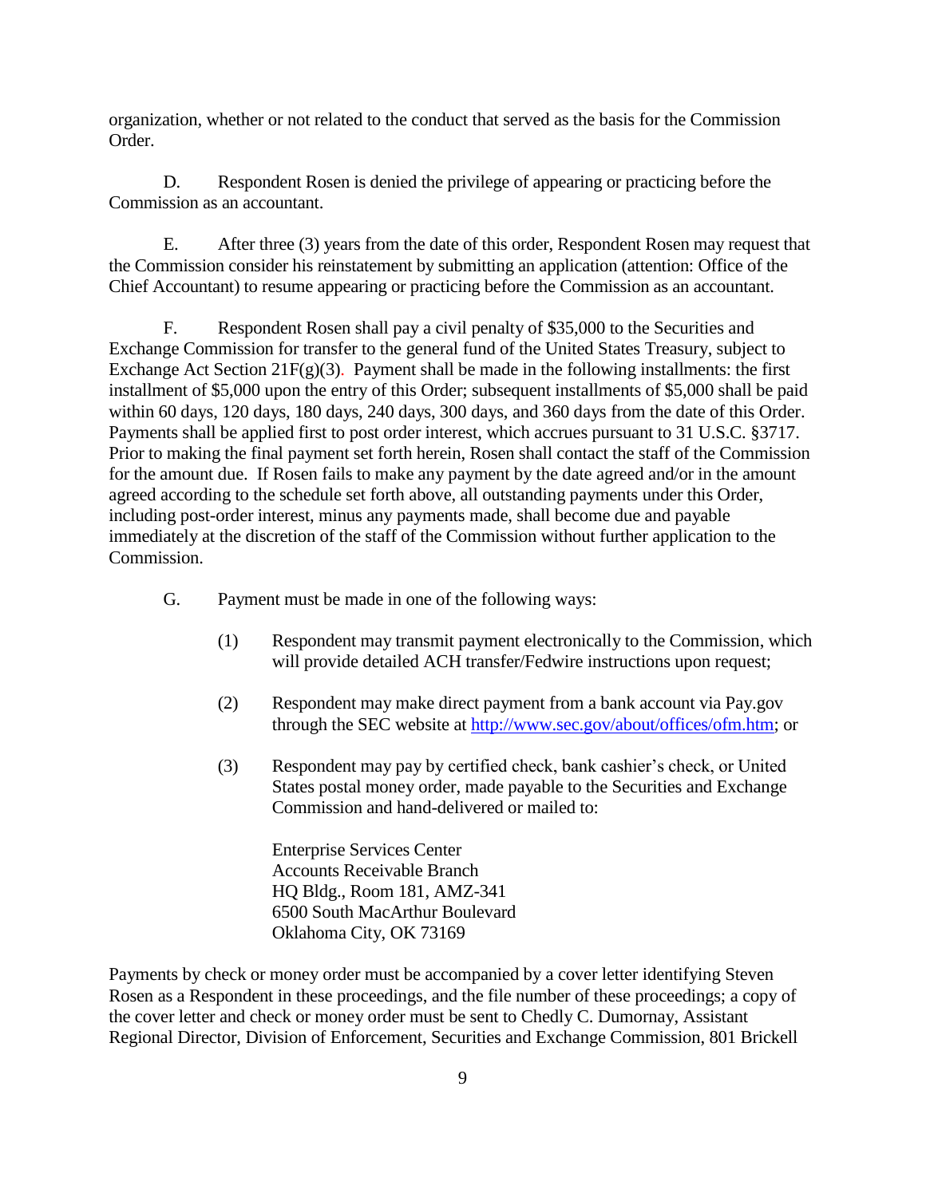organization, whether or not related to the conduct that served as the basis for the Commission Order.

D. Respondent Rosen is denied the privilege of appearing or practicing before the Commission as an accountant.

E. After three (3) years from the date of this order, Respondent Rosen may request that the Commission consider his reinstatement by submitting an application (attention: Office of the Chief Accountant) to resume appearing or practicing before the Commission as an accountant.

F. Respondent Rosen shall pay a civil penalty of $35,000 to the Securities and Exchange Commission for transfer to the general fund of the United States Treasury, subject to Exchange Act Section 21F(g)(3). Payment shall be made in the following installments: the first installment of $5,000 upon the entry of this Order; subsequent installments of $5,000 shall be paid within 60 days, 120 days, 180 days, 240 days, 300 days, and 360 days from the date of this Order. Payments shall be applied first to post order interest, which accrues pursuant to 31 U.S.C. §3717. Prior to making the final payment set forth herein, Rosen shall contact the staff of the Commission for the amount due. If Rosen fails to make any payment by the date agreed and/or in the amount agreed according to the schedule set forth above, all outstanding payments under this Order, including post-order interest, minus any payments made, shall become due and payable immediately at the discretion of the staff of the Commission without further application to the Commission.

G. Payment must be made in one of the following ways:

(1) Respondent may transmit payment electronically to the Commission, which will provide detailed ACH transfer/Fedwire instructions upon request;

(2) Respondent may make direct payment from a bank account via Pay.gov through the SEC website at http://www.sec.gov/about/offices/ofm.htm; or

(3) Respondent may pay by certified check, bank cashier's check, or United States postal money order, made payable to the Securities and Exchange Commission and hand-delivered or mailed to:

Enterprise Services Center
Accounts Receivable Branch
HQ Bldg., Room 181, AMZ-341
6500 South MacArthur Boulevard
Oklahoma City, OK 73169

Payments by check or money order must be accompanied by a cover letter identifying Steven Rosen as a Respondent in these proceedings, and the file number of these proceedings; a copy of the cover letter and check or money order must be sent to Chedly C. Dumornay, Assistant Regional Director, Division of Enforcement, Securities and Exchange Commission, 801 Brickell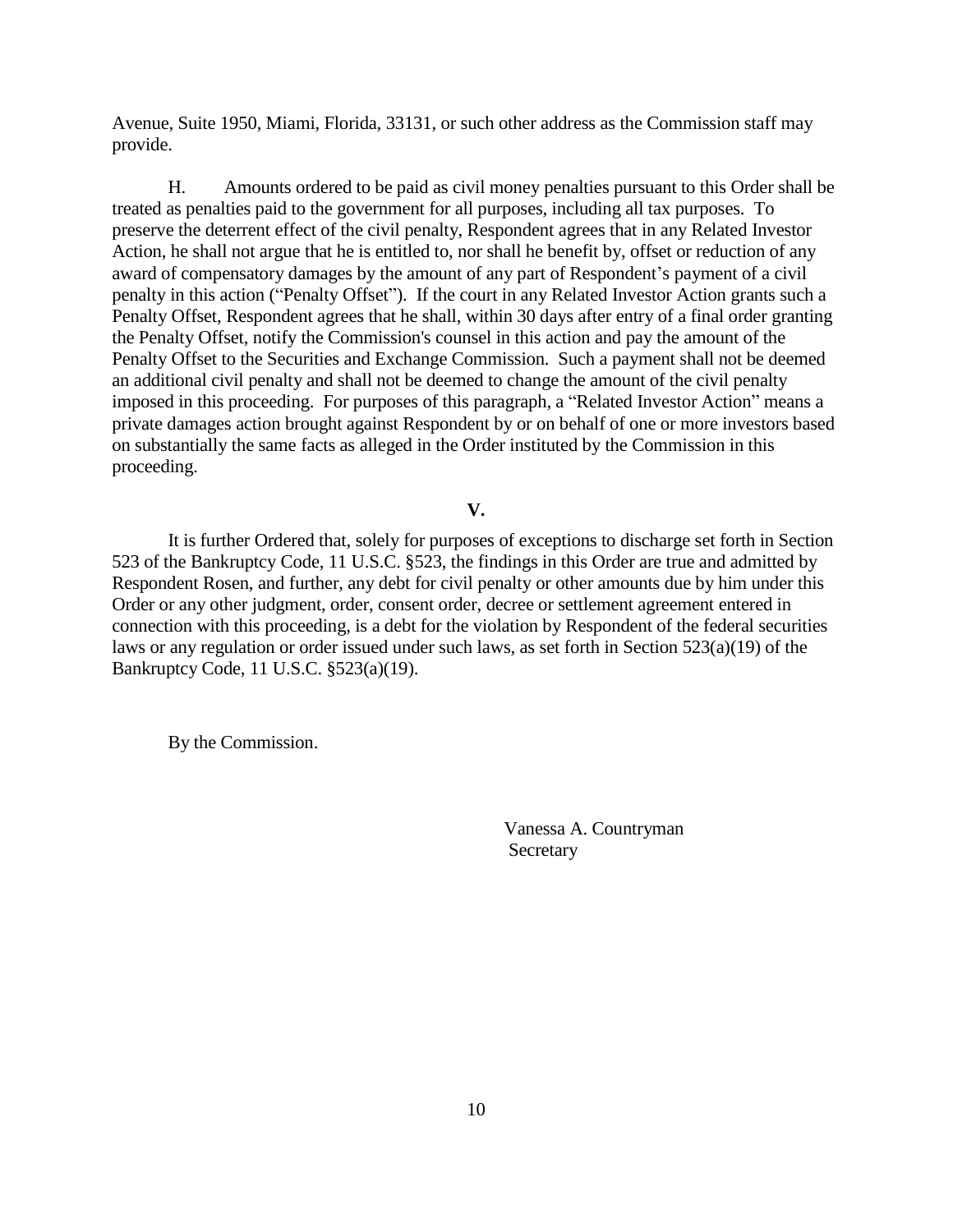Avenue, Suite 1950, Miami, Florida, 33131, or such other address as the Commission staff may provide.

H. Amounts ordered to be paid as civil money penalties pursuant to this Order shall be treated as penalties paid to the government for all purposes, including all tax purposes. To preserve the deterrent effect of the civil penalty, Respondent agrees that in any Related Investor Action, he shall not argue that he is entitled to, nor shall he benefit by, offset or reduction of any award of compensatory damages by the amount of any part of Respondent's payment of a civil penalty in this action ("Penalty Offset"). If the court in any Related Investor Action grants such a Penalty Offset, Respondent agrees that he shall, within 30 days after entry of a final order granting the Penalty Offset, notify the Commission's counsel in this action and pay the amount of the Penalty Offset to the Securities and Exchange Commission. Such a payment shall not be deemed an additional civil penalty and shall not be deemed to change the amount of the civil penalty imposed in this proceeding. For purposes of this paragraph, a "Related Investor Action" means a private damages action brought against Respondent by or on behalf of one or more investors based on substantially the same facts as alleged in the Order instituted by the Commission in this proceeding.

**V.**

It is further Ordered that, solely for purposes of exceptions to discharge set forth in Section 523 of the Bankruptcy Code, 11 U.S.C. §523, the findings in this Order are true and admitted by Respondent Rosen, and further, any debt for civil penalty or other amounts due by him under this Order or any other judgment, order, consent order, decree or settlement agreement entered in connection with this proceeding, is a debt for the violation by Respondent of the federal securities laws or any regulation or order issued under such laws, as set forth in Section 523(a)(19) of the Bankruptcy Code, 11 U.S.C. §523(a)(19).

By the Commission.

Vanessa A. Countryman
Secretary